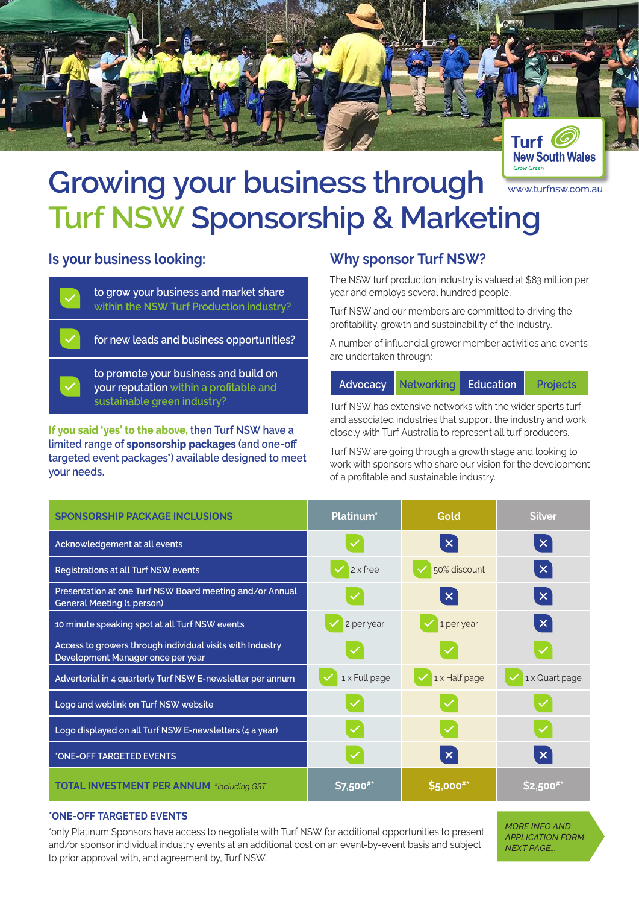Turf New South Wales
Grow Green

www.turfnsw.com.au

# Growing your business through Turf NSW Sponsorship & Marketing

## Is your business looking:

- to grow your business and market share within the NSW Turf Production industry?
- for new leads and business opportunities?
- to promote your business and build on your reputation within a profitable and sustainable green industry?

**If you said 'yes' to the above,** then Turf NSW have a limited range of **sponsorship packages** (and one-off targeted event packages*) available designed to meet your needs.

## Why sponsor Turf NSW?

The NSW turf production industry is valued at $83 million per year and employs several hundred people.

Turf NSW and our members are committed to driving the profitability, growth and sustainability of the industry.

A number of influencial grower member activities and events are undertaken through:

Advocacy | Networking | Education | Projects

Turf NSW has extensive networks with the wider sports turf and associated industries that support the industry and work closely with Turf Australia to represent all turf producers.

Turf NSW are going through a growth stage and looking to work with sponsors who share our vision for the development of a profitable and sustainable industry.

| SPONSORSHIP PACKAGE INCLUSIONS | Platinum* | Gold | Silver |
|---|---|---|---|
| Acknowledgement at all events | ✓ | ✗ | ✗ |
| Registrations at all Turf NSW events | ✓ 2 x free | ✓ 50% discount | ✗ |
| Presentation at one Turf NSW Board meeting and/or Annual General Meeting (1 person) | ✓ | ✗ | ✗ |
| 10 minute speaking spot at all Turf NSW events | ✓ 2 per year | ✓ 1 per year | ✗ |
| Access to growers through individual visits with Industry Development Manager once per year | ✓ | ✓ | ✓ |
| Advertorial in 4 quarterly Turf NSW E-newsletter per annum | ✓ 1 x Full page | ✓ 1 x Half page | ✓ 1 x Quart page |
| Logo and weblink on Turf NSW website | ✓ | ✓ | ✓ |
| Logo displayed on all Turf NSW E-newsletters (4 a year) | ✓ | ✓ | ✓ |
| *ONE-OFF TARGETED EVENTS | ✓ | ✗ | ✗ |
| **TOTAL INVESTMENT PER ANNUM** *#including GST* | $7,500#* | $5,000#* | $2,500#* |

### *ONE-OFF TARGETED EVENTS

*only Platinum Sponsors have access to negotiate with Turf NSW for additional opportunities to present and/or sponsor individual industry events at an additional cost on an event-by-event basis and subject to prior approval with, and agreement by, Turf NSW.

*MORE INFO AND APPLICATION FORM NEXT PAGE...*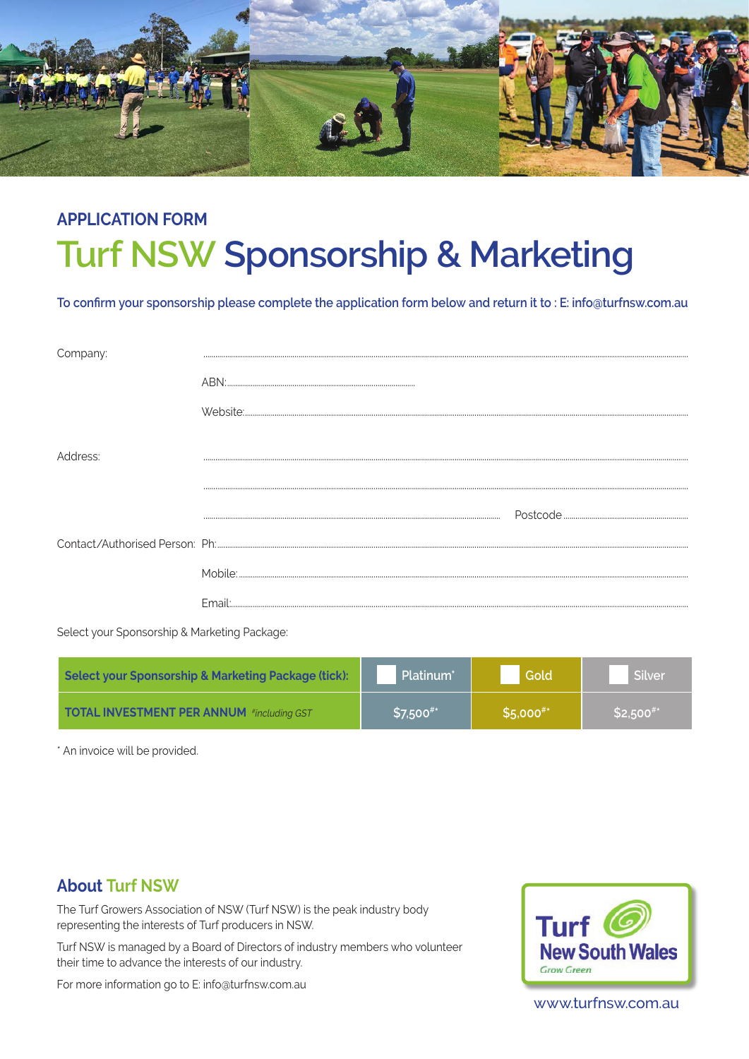APPLICATION FORM

# Turf NSW Sponsorship & Marketing

To confirm your sponsorship please complete the application form below and return it to : E: info@turfnsw.com.au

Company: ..........................................................................................................

ABN: ..........................................................................................................

Website: ..........................................................................................................

Address: ..........................................................................................................

..........................................................................................................

.......................................................................................... Postcode ..........................

Contact/Authorised Person: Ph: ..........................................................................................................

Mobile: ..........................................................................................................

Email: ..........................................................................................................

Select your Sponsorship & Marketing Package:

| Select your Sponsorship & Marketing Package (tick): | ☐ Platinum* | ☐ Gold | ☐ Silver |
|---|---|---|---|
| **TOTAL INVESTMENT PER ANNUM** *#including GST* | $7,500#* | $5,000#* | $2,500#* |

* An invoice will be provided.

## About Turf NSW

The Turf Growers Association of NSW (Turf NSW) is the peak industry body representing the interests of Turf producers in NSW.

Turf NSW is managed by a Board of Directors of industry members who volunteer their time to advance the interests of our industry.

For more information go to E: info@turfnsw.com.au

Turf New South Wales
Grow Green

www.turfnsw.com.au